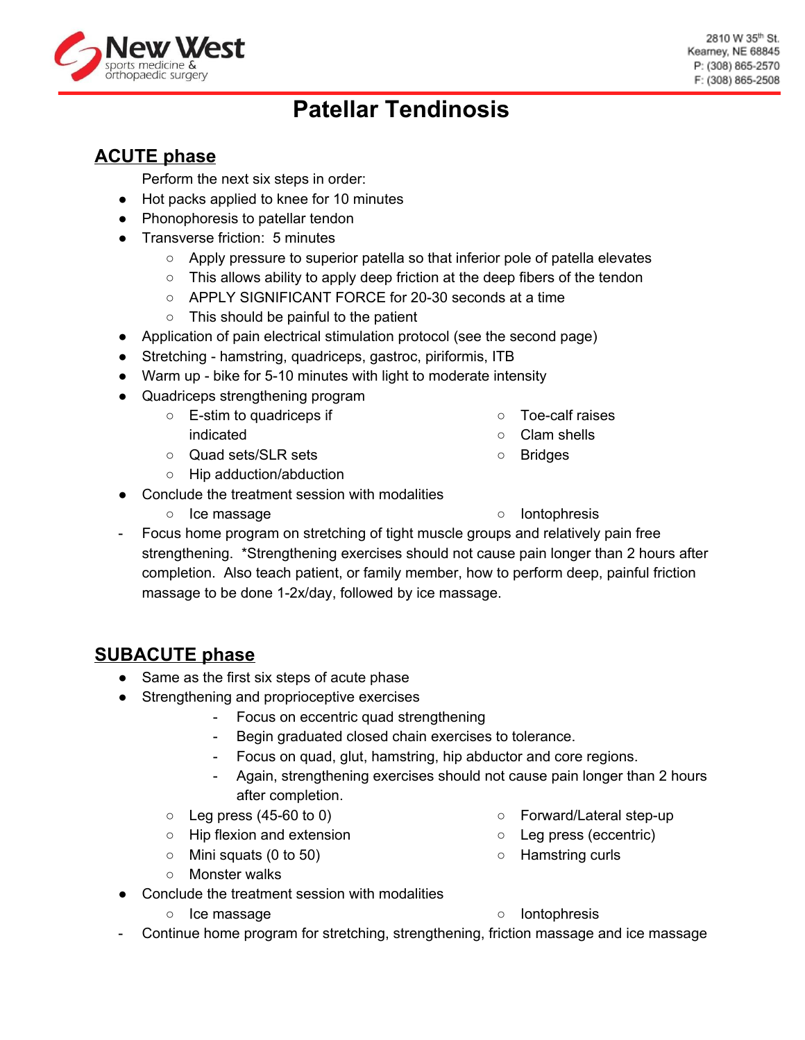New West sports medicine & orthopaedic surgery

2810 W 35th St.
Kearney, NE 68845
P: (308) 865-2570
F: (308) 865-2508

# Patellar Tendinosis

## ACUTE phase

Perform the next six steps in order:

- Hot packs applied to knee for 10 minutes
- Phonophoresis to patellar tendon
- Transverse friction: 5 minutes
  - Apply pressure to superior patella so that inferior pole of patella elevates
  - This allows ability to apply deep friction at the deep fibers of the tendon
  - APPLY SIGNIFICANT FORCE for 20-30 seconds at a time
  - This should be painful to the patient
- Application of pain electrical stimulation protocol (see the second page)
- Stretching - hamstring, quadriceps, gastroc, piriformis, ITB
- Warm up - bike for 5-10 minutes with light to moderate intensity
- Quadriceps strengthening program
  - E-stim to quadriceps if indicated
  - Quad sets/SLR sets
  - Hip adduction/abduction
  - Toe-calf raises
  - Clam shells
  - Bridges
- Conclude the treatment session with modalities
  - Ice massage
  - Iontophresis

- Focus home program on stretching of tight muscle groups and relatively pain free strengthening. *Strengthening exercises should not cause pain longer than 2 hours after completion. Also teach patient, or family member, how to perform deep, painful friction massage to be done 1-2x/day, followed by ice massage.

## SUBACUTE phase

- Same as the first six steps of acute phase
- Strengthening and proprioceptive exercises
  - Focus on eccentric quad strengthening
  - Begin graduated closed chain exercises to tolerance.
  - Focus on quad, glut, hamstring, hip abductor and core regions.
  - Again, strengthening exercises should not cause pain longer than 2 hours after completion.
  - Leg press (45-60 to 0)
  - Hip flexion and extension
  - Mini squats (0 to 50)
  - Monster walks
  - Forward/Lateral step-up
  - Leg press (eccentric)
  - Hamstring curls
- Conclude the treatment session with modalities
  - Ice massage
  - Iontophresis

- Continue home program for stretching, strengthening, friction massage and ice massage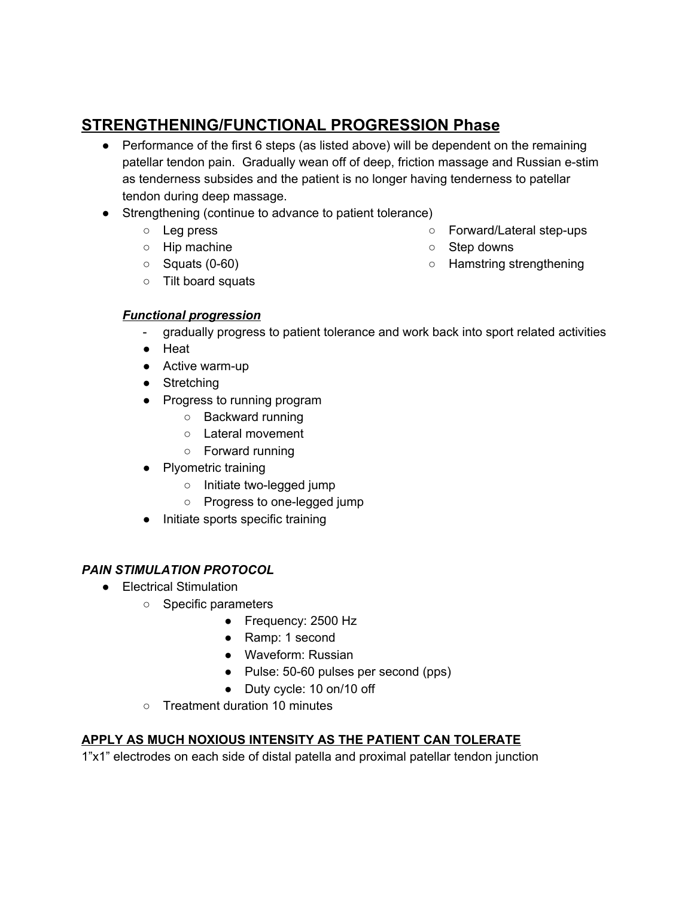## STRENGTHENING/FUNCTIONAL PROGRESSION Phase

- Performance of the first 6 steps (as listed above) will be dependent on the remaining patellar tendon pain. Gradually wean off of deep, friction massage and Russian e-stim as tenderness subsides and the patient is no longer having tenderness to patellar tendon during deep massage.
- Strengthening (continue to advance to patient tolerance)
  - Leg press
  - Hip machine
  - Squats (0-60)
  - Tilt board squats
  - Forward/Lateral step-ups
  - Step downs
  - Hamstring strengthening

***Functional progression***

- gradually progress to patient tolerance and work back into sport related activities
- Heat
- Active warm-up
- Stretching
- Progress to running program
  - Backward running
  - Lateral movement
  - Forward running
- Plyometric training
  - Initiate two-legged jump
  - Progress to one-legged jump
- Initiate sports specific training

***PAIN STIMULATION PROTOCOL***

- Electrical Stimulation
  - Specific parameters
    - Frequency: 2500 Hz
    - Ramp: 1 second
    - Waveform: Russian
    - Pulse: 50-60 pulses per second (pps)
    - Duty cycle: 10 on/10 off
  - Treatment duration 10 minutes

**APPLY AS MUCH NOXIOUS INTENSITY AS THE PATIENT CAN TOLERATE**

1”x1” electrodes on each side of distal patella and proximal patellar tendon junction